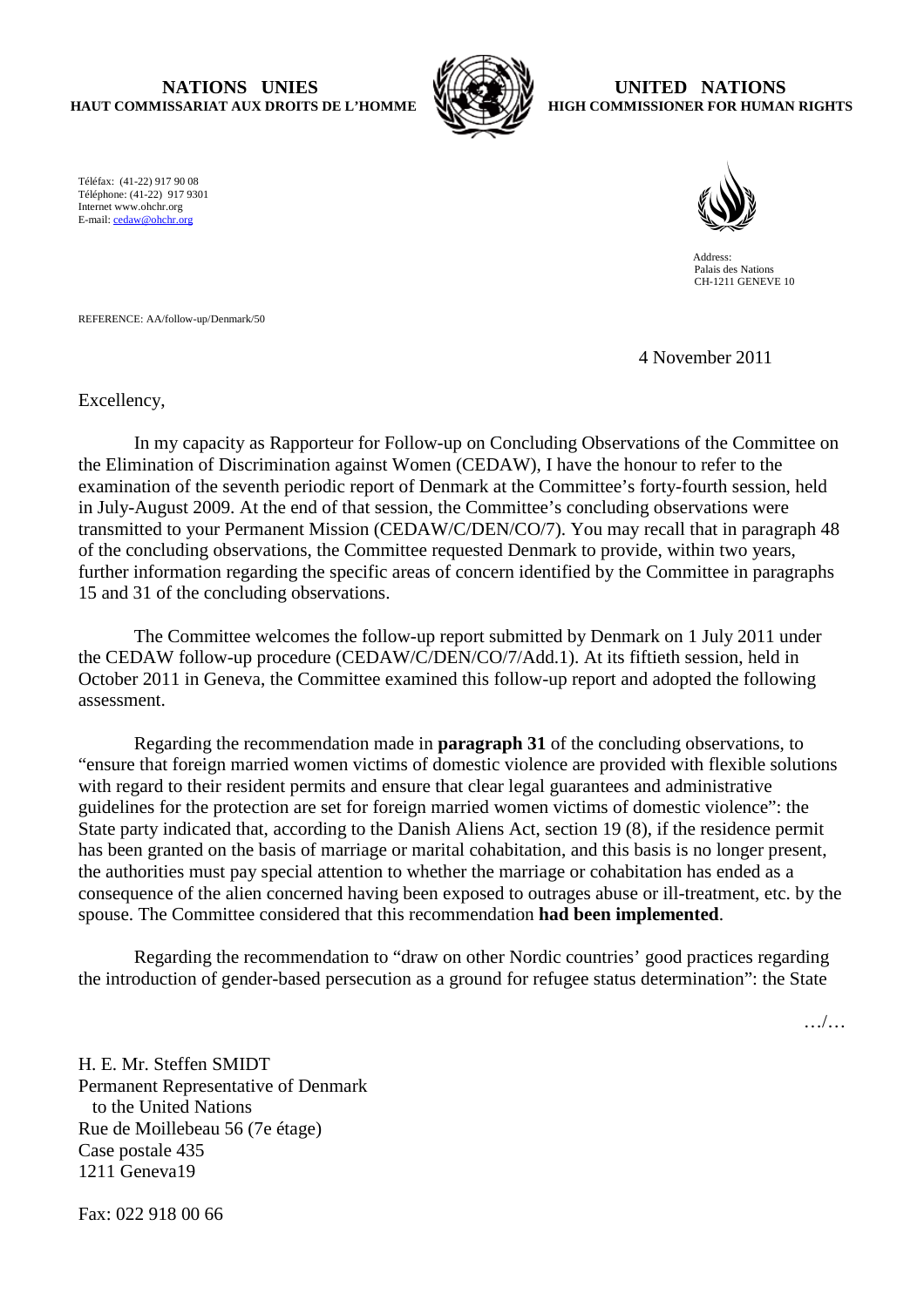**NATIONS UNIES**
**HAUT COMMISSARIAT AUX DROITS DE L'HOMME**

**UNITED NATIONS**
**HIGH COMMISSIONER FOR HUMAN RIGHTS**

Téléfax: (41-22) 917 90 08
Téléphone: (41-22) 917 9301
Internet www.ohchr.org
E-mail: cedaw@ohchr.org

Address:
Palais des Nations
CH-1211 GENEVE 10

REFERENCE: AA/follow-up/Denmark/50

4 November 2011

Excellency,

In my capacity as Rapporteur for Follow-up on Concluding Observations of the Committee on the Elimination of Discrimination against Women (CEDAW), I have the honour to refer to the examination of the seventh periodic report of Denmark at the Committee's forty-fourth session, held in July-August 2009. At the end of that session, the Committee's concluding observations were transmitted to your Permanent Mission (CEDAW/C/DEN/CO/7). You may recall that in paragraph 48 of the concluding observations, the Committee requested Denmark to provide, within two years, further information regarding the specific areas of concern identified by the Committee in paragraphs 15 and 31 of the concluding observations.

The Committee welcomes the follow-up report submitted by Denmark on 1 July 2011 under the CEDAW follow-up procedure (CEDAW/C/DEN/CO/7/Add.1). At its fiftieth session, held in October 2011 in Geneva, the Committee examined this follow-up report and adopted the following assessment.

Regarding the recommendation made in **paragraph 31** of the concluding observations, to "ensure that foreign married women victims of domestic violence are provided with flexible solutions with regard to their resident permits and ensure that clear legal guarantees and administrative guidelines for the protection are set for foreign married women victims of domestic violence": the State party indicated that, according to the Danish Aliens Act, section 19 (8), if the residence permit has been granted on the basis of marriage or marital cohabitation, and this basis is no longer present, the authorities must pay special attention to whether the marriage or cohabitation has ended as a consequence of the alien concerned having been exposed to outrages abuse or ill-treatment, etc. by the spouse. The Committee considered that this recommendation **had been implemented**.

Regarding the recommendation to "draw on other Nordic countries' good practices regarding the introduction of gender-based persecution as a ground for refugee status determination": the State

…/…

H. E. Mr. Steffen SMIDT
Permanent Representative of Denmark
to the United Nations
Rue de Moillebeau 56 (7e étage)
Case postale 435
1211 Geneva19

Fax: 022 918 00 66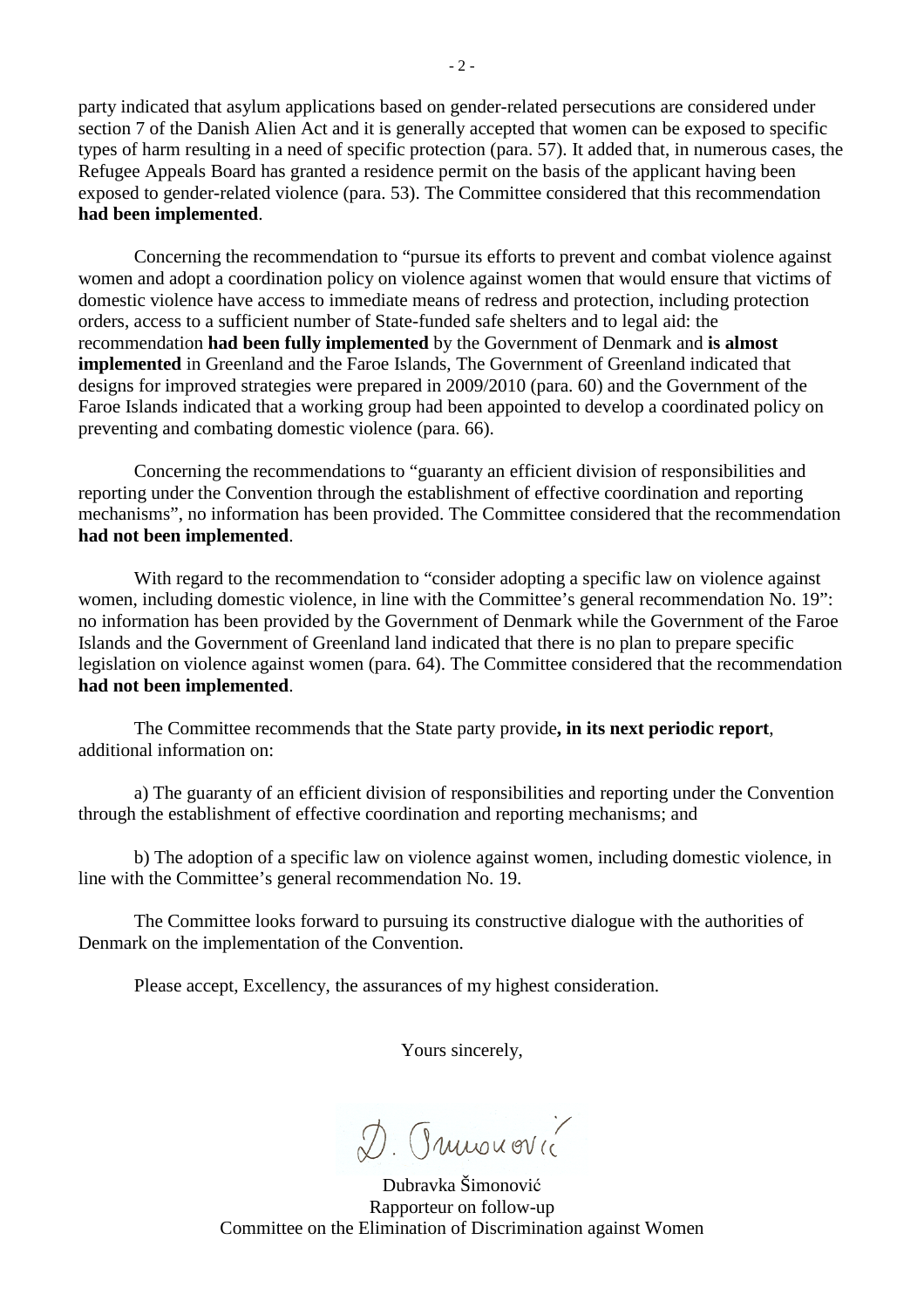party indicated that asylum applications based on gender-related persecutions are considered under section 7 of the Danish Alien Act and it is generally accepted that women can be exposed to specific types of harm resulting in a need of specific protection (para. 57). It added that, in numerous cases, the Refugee Appeals Board has granted a residence permit on the basis of the applicant having been exposed to gender-related violence (para. 53). The Committee considered that this recommendation **had been implemented**.

Concerning the recommendation to "pursue its efforts to prevent and combat violence against women and adopt a coordination policy on violence against women that would ensure that victims of domestic violence have access to immediate means of redress and protection, including protection orders, access to a sufficient number of State-funded safe shelters and to legal aid: the recommendation **had been fully implemented** by the Government of Denmark and **is almost implemented** in Greenland and the Faroe Islands, The Government of Greenland indicated that designs for improved strategies were prepared in 2009/2010 (para. 60) and the Government of the Faroe Islands indicated that a working group had been appointed to develop a coordinated policy on preventing and combating domestic violence (para. 66).

Concerning the recommendations to "guaranty an efficient division of responsibilities and reporting under the Convention through the establishment of effective coordination and reporting mechanisms", no information has been provided. The Committee considered that the recommendation **had not been implemented**.

With regard to the recommendation to "consider adopting a specific law on violence against women, including domestic violence, in line with the Committee's general recommendation No. 19": no information has been provided by the Government of Denmark while the Government of the Faroe Islands and the Government of Greenland land indicated that there is no plan to prepare specific legislation on violence against women (para. 64). The Committee considered that the recommendation **had not been implemented**.

The Committee recommends that the State party provide**, in its next periodic report**, additional information on:

a) The guaranty of an efficient division of responsibilities and reporting under the Convention through the establishment of effective coordination and reporting mechanisms; and

b) The adoption of a specific law on violence against women, including domestic violence, in line with the Committee's general recommendation No. 19.

The Committee looks forward to pursuing its constructive dialogue with the authorities of Denmark on the implementation of the Convention.

Please accept, Excellency, the assurances of my highest consideration.

Yours sincerely,

D. Šimonović

Dubravka Šimonović
Rapporteur on follow-up
Committee on the Elimination of Discrimination against Women